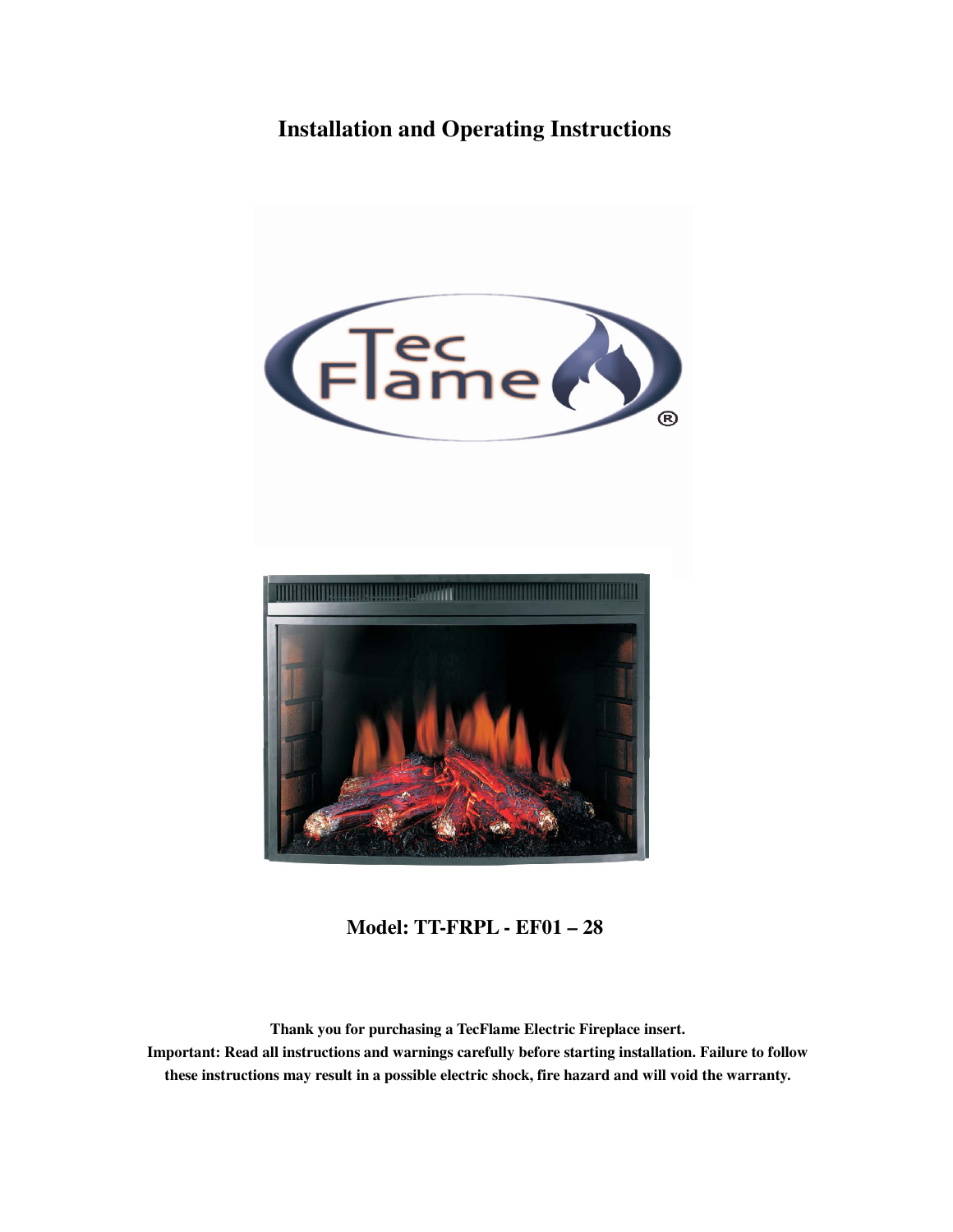# Installation and Operating Instructions

**Model: TT-FRPL - EF01 – 28**

**Thank you for purchasing a TecFlame Electric Fireplace insert.**

**Important: Read all instructions and warnings carefully before starting installation. Failure to follow these instructions may result in a possible electric shock, fire hazard and will void the warranty.**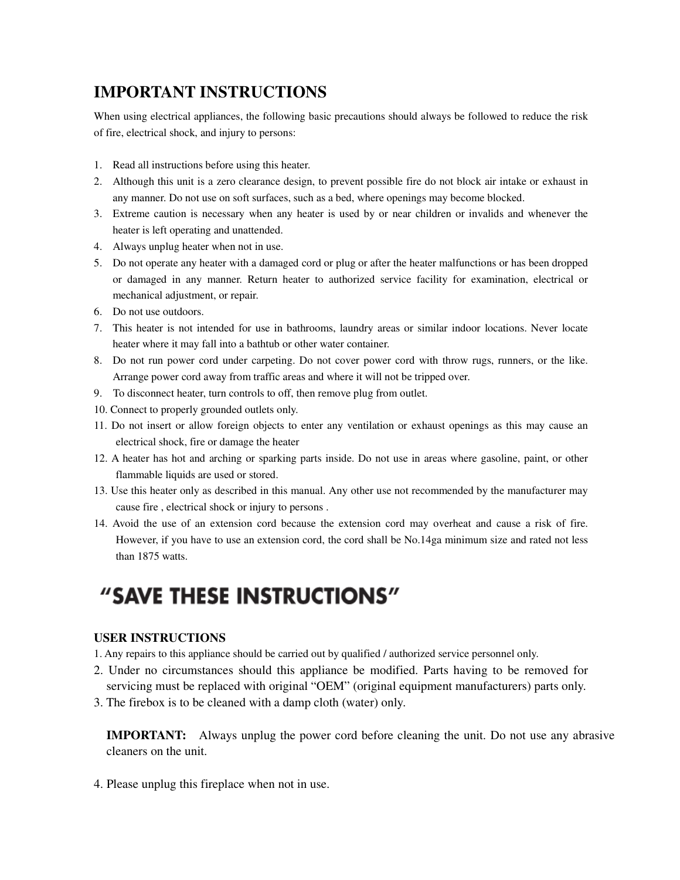# IMPORTANT INSTRUCTIONS

When using electrical appliances, the following basic precautions should always be followed to reduce the risk of fire, electrical shock, and injury to persons:

1. Read all instructions before using this heater.
2. Although this unit is a zero clearance design, to prevent possible fire do not block air intake or exhaust in any manner. Do not use on soft surfaces, such as a bed, where openings may become blocked.
3. Extreme caution is necessary when any heater is used by or near children or invalids and whenever the heater is left operating and unattended.
4. Always unplug heater when not in use.
5. Do not operate any heater with a damaged cord or plug or after the heater malfunctions or has been dropped or damaged in any manner. Return heater to authorized service facility for examination, electrical or mechanical adjustment, or repair.
6. Do not use outdoors.
7. This heater is not intended for use in bathrooms, laundry areas or similar indoor locations. Never locate heater where it may fall into a bathtub or other water container.
8. Do not run power cord under carpeting. Do not cover power cord with throw rugs, runners, or the like. Arrange power cord away from traffic areas and where it will not be tripped over.
9. To disconnect heater, turn controls to off, then remove plug from outlet.
10. Connect to properly grounded outlets only.
11. Do not insert or allow foreign objects to enter any ventilation or exhaust openings as this may cause an electrical shock, fire or damage the heater
12. A heater has hot and arching or sparking parts inside. Do not use in areas where gasoline, paint, or other flammable liquids are used or stored.
13. Use this heater only as described in this manual. Any other use not recommended by the manufacturer may cause fire , electrical shock or injury to persons .
14. Avoid the use of an extension cord because the extension cord may overheat and cause a risk of fire. However, if you have to use an extension cord, the cord shall be No.14ga minimum size and rated not less than 1875 watts.

## "SAVE THESE INSTRUCTIONS"

### USER INSTRUCTIONS

1. Any repairs to this appliance should be carried out by qualified / authorized service personnel only.
2. Under no circumstances should this appliance be modified. Parts having to be removed for servicing must be replaced with original "OEM" (original equipment manufacturers) parts only.
3. The firebox is to be cleaned with a damp cloth (water) only.

   **IMPORTANT:** Always unplug the power cord before cleaning the unit. Do not use any abrasive cleaners on the unit.

4. Please unplug this fireplace when not in use.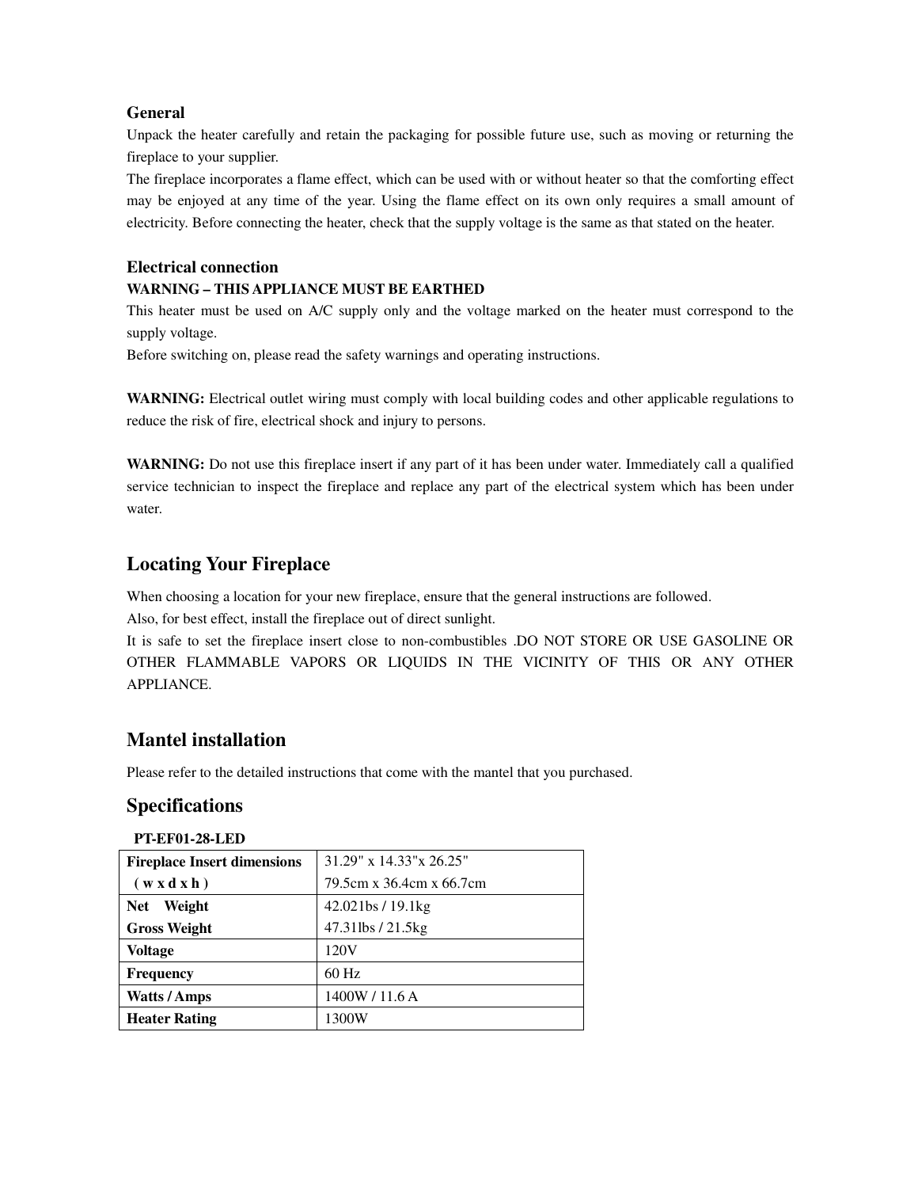### General

Unpack the heater carefully and retain the packaging for possible future use, such as moving or returning the fireplace to your supplier.

The fireplace incorporates a flame effect, which can be used with or without heater so that the comforting effect may be enjoyed at any time of the year. Using the flame effect on its own only requires a small amount of electricity. Before connecting the heater, check that the supply voltage is the same as that stated on the heater.

### Electrical connection

**WARNING – THIS APPLIANCE MUST BE EARTHED**

This heater must be used on A/C supply only and the voltage marked on the heater must correspond to the supply voltage.

Before switching on, please read the safety warnings and operating instructions.

**WARNING:** Electrical outlet wiring must comply with local building codes and other applicable regulations to reduce the risk of fire, electrical shock and injury to persons.

**WARNING:** Do not use this fireplace insert if any part of it has been under water. Immediately call a qualified service technician to inspect the fireplace and replace any part of the electrical system which has been under water.

## Locating Your Fireplace

When choosing a location for your new fireplace, ensure that the general instructions are followed.

Also, for best effect, install the fireplace out of direct sunlight.

It is safe to set the fireplace insert close to non-combustibles .DO NOT STORE OR USE GASOLINE OR OTHER FLAMMABLE VAPORS OR LIQUIDS IN THE VICINITY OF THIS OR ANY OTHER APPLIANCE.

## Mantel installation

Please refer to the detailed instructions that come with the mantel that you purchased.

## Specifications

**PT-EF01-28-LED**

| **Fireplace Insert dimensions ( w x d x h )** | 31.29" x 14.33"x 26.25"<br>79.5cm x 36.4cm x 66.7cm |
|---|---|
| **Net Weight**<br>**Gross Weight** | 42.021bs / 19.1kg<br>47.31lbs / 21.5kg |
| **Voltage** | 120V |
| **Frequency** | 60 Hz |
| **Watts / Amps** | 1400W / 11.6 A |
| **Heater Rating** | 1300W |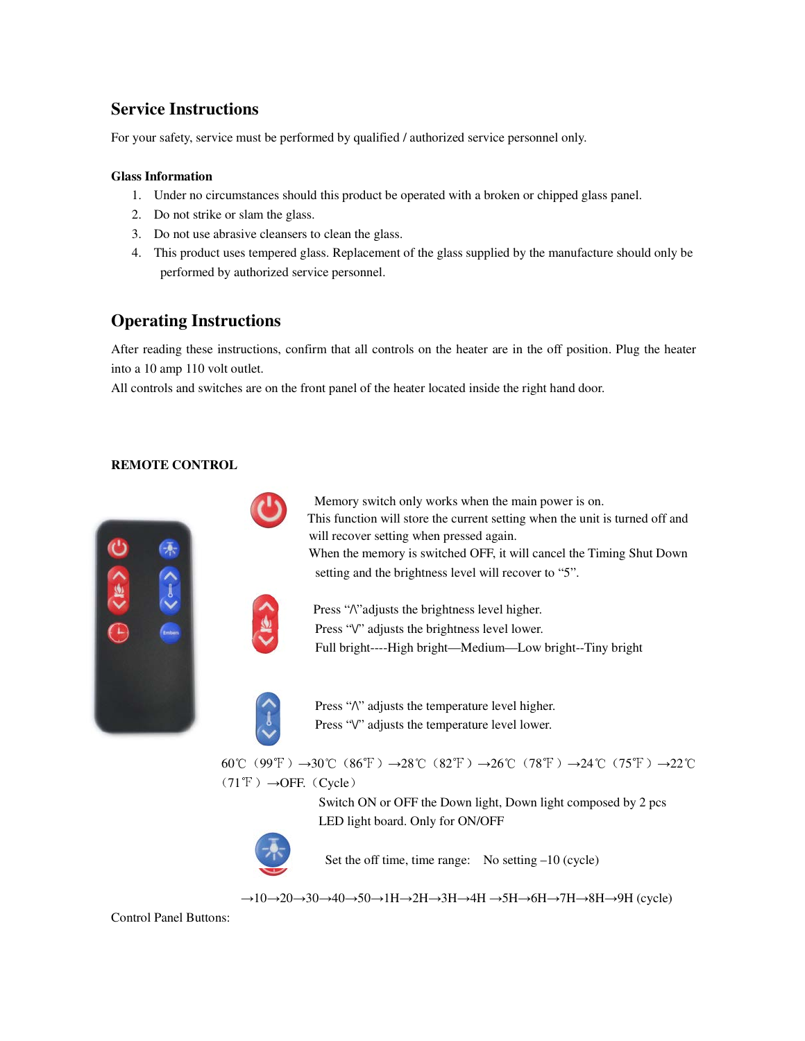## Service Instructions

For your safety, service must be performed by qualified / authorized service personnel only.

**Glass Information**

1. Under no circumstances should this product be operated with a broken or chipped glass panel.
2. Do not strike or slam the glass.
3. Do not use abrasive cleansers to clean the glass.
4. This product uses tempered glass. Replacement of the glass supplied by the manufacture should only be performed by authorized service personnel.

## Operating Instructions

After reading these instructions, confirm that all controls on the heater are in the off position. Plug the heater into a 10 amp 110 volt outlet.
All controls and switches are on the front panel of the heater located inside the right hand door.

**REMOTE CONTROL**

Memory switch only works when the main power is on.
This function will store the current setting when the unit is turned off and will recover setting when pressed again.
When the memory is switched OFF, it will cancel the Timing Shut Down setting and the brightness level will recover to "5".

Press "Λ"adjusts the brightness level higher.
Press "V" adjusts the brightness level lower.
Full bright----High bright—Medium—Low bright--Tiny bright

Press "Λ" adjusts the temperature level higher.
Press "V" adjusts the temperature level lower.

60℃（99℉）→30℃（86℉）→28℃（82℉）→26℃（78℉）→24℃（75℉）→22℃（71℉）→OFF.（Cycle）

Switch ON or OFF the Down light, Down light composed by 2 pcs LED light board. Only for ON/OFF

Set the off time, time range: No setting –10 (cycle)

→10→20→30→40→50→1H→2H→3H→4H →5H→6H→7H→8H→9H (cycle)

Control Panel Buttons: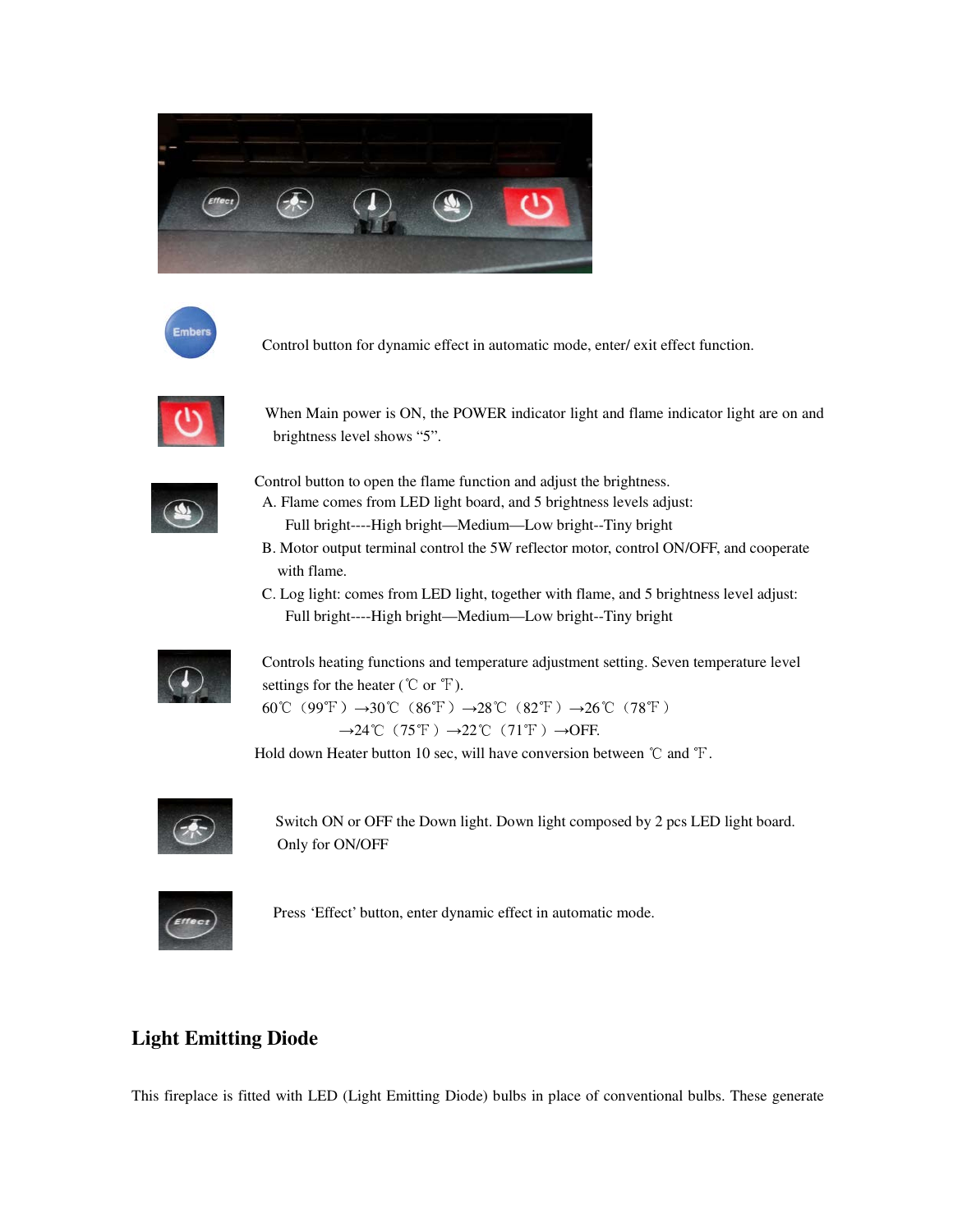Control button for dynamic effect in automatic mode, enter/ exit effect function.

When Main power is ON, the POWER indicator light and flame indicator light are on and brightness level shows “5”.

Control button to open the flame function and adjust the brightness.

A. Flame comes from LED light board, and 5 brightness levels adjust:
   Full bright----High bright—Medium—Low bright--Tiny bright

B. Motor output terminal control the 5W reflector motor, control ON/OFF, and cooperate with flame.

C. Log light: comes from LED light, together with flame, and 5 brightness level adjust:
   Full bright----High bright—Medium—Low bright--Tiny bright

Controls heating functions and temperature adjustment setting. Seven temperature level settings for the heater (℃ or ℉).

60℃（99℉）→30℃（86℉）→28℃（82℉）→26℃（78℉）→24℃（75℉）→22℃（71℉）→OFF.

Hold down Heater button 10 sec, will have conversion between ℃ and ℉.

Switch ON or OFF the Down light. Down light composed by 2 pcs LED light board. Only for ON/OFF

Press ‘Effect’ button, enter dynamic effect in automatic mode.

## Light Emitting Diode

This fireplace is fitted with LED (Light Emitting Diode) bulbs in place of conventional bulbs. These generate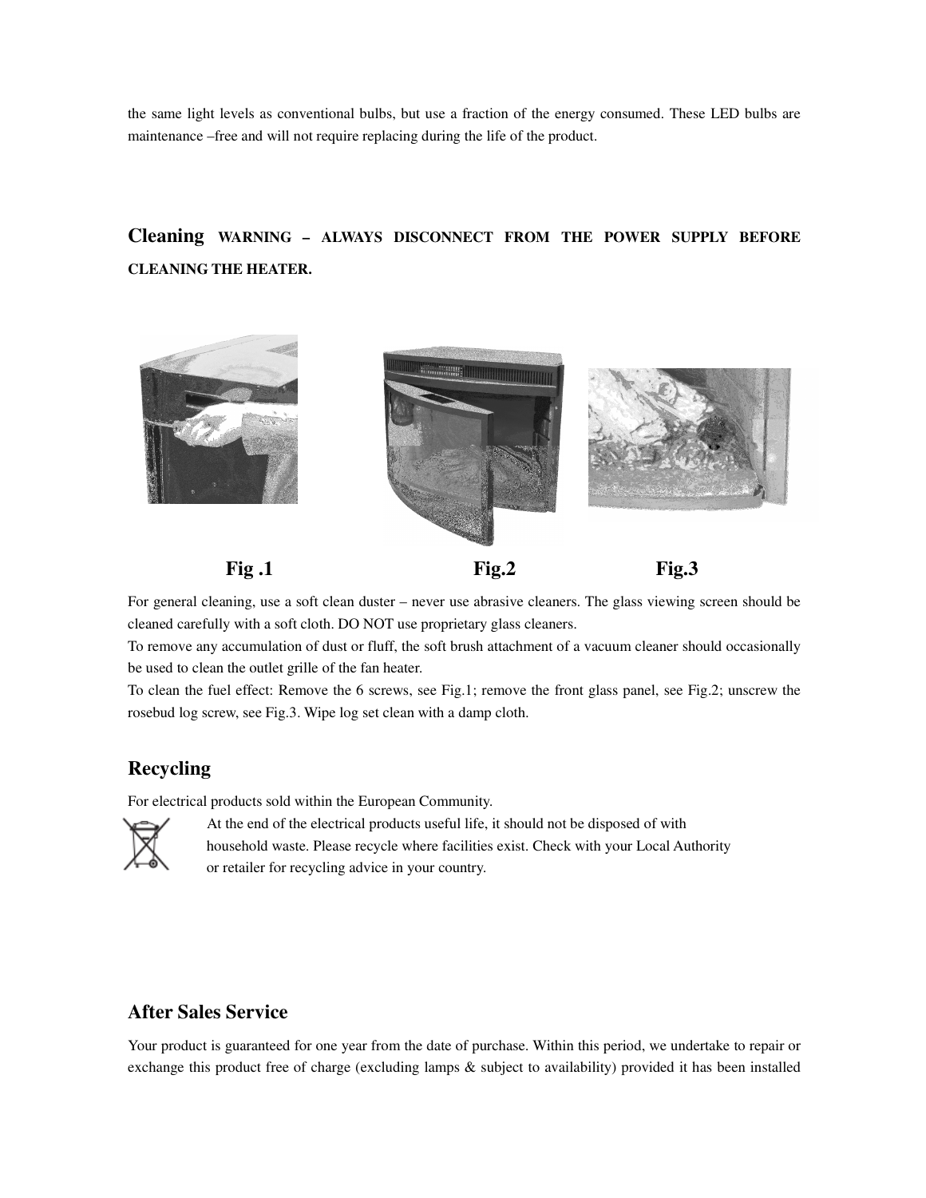the same light levels as conventional bulbs, but use a fraction of the energy consumed. These LED bulbs are maintenance –free and will not require replacing during the life of the product.

## Cleaning **WARNING – ALWAYS DISCONNECT FROM THE POWER SUPPLY BEFORE CLEANING THE HEATER.**

**Fig .1** **Fig.2** **Fig.3**

For general cleaning, use a soft clean duster – never use abrasive cleaners. The glass viewing screen should be cleaned carefully with a soft cloth. DO NOT use proprietary glass cleaners.

To remove any accumulation of dust or fluff, the soft brush attachment of a vacuum cleaner should occasionally be used to clean the outlet grille of the fan heater.

To clean the fuel effect: Remove the 6 screws, see Fig.1; remove the front glass panel, see Fig.2; unscrew the rosebud log screw, see Fig.3. Wipe log set clean with a damp cloth.

## Recycling

For electrical products sold within the European Community.

At the end of the electrical products useful life, it should not be disposed of with household waste. Please recycle where facilities exist. Check with your Local Authority or retailer for recycling advice in your country.

## After Sales Service

Your product is guaranteed for one year from the date of purchase. Within this period, we undertake to repair or exchange this product free of charge (excluding lamps & subject to availability) provided it has been installed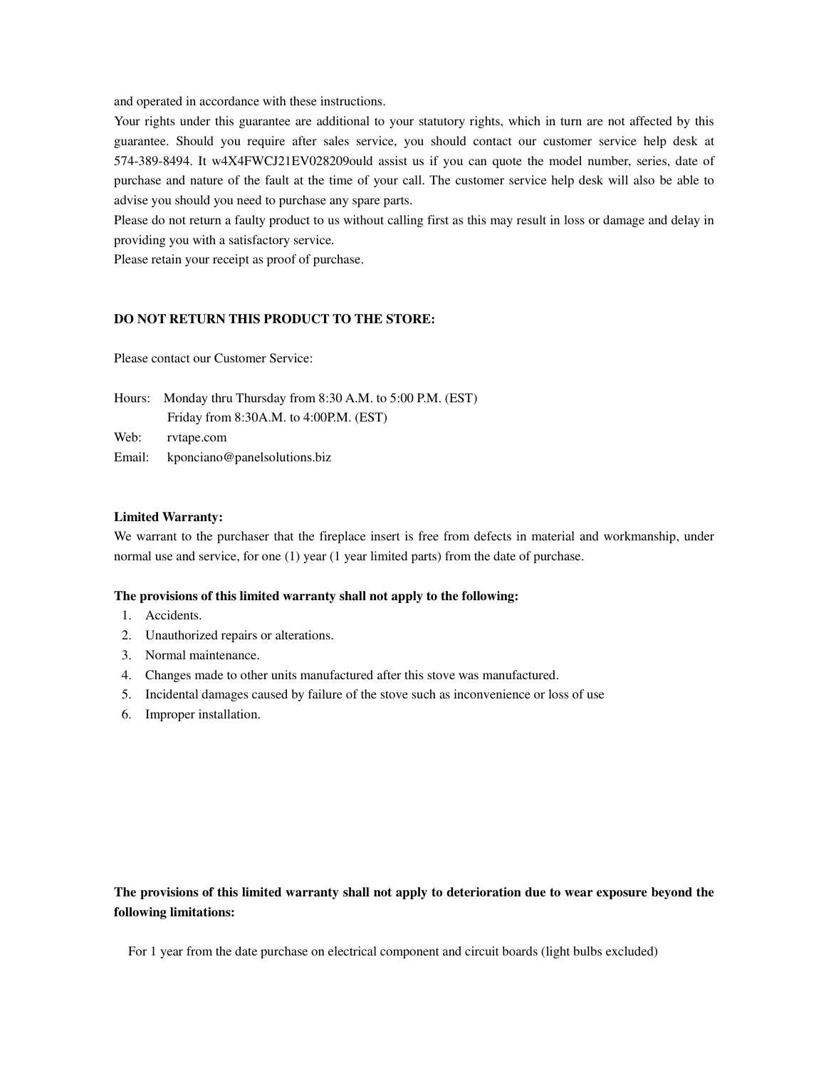and operated in accordance with these instructions.

Your rights under this guarantee are additional to your statutory rights, which in turn are not affected by this guarantee. Should you require after sales service, you should contact our customer service help desk at 574-389-8494. It w4X4FWCJ21EV028209ould assist us if you can quote the model number, series, date of purchase and nature of the fault at the time of your call. The customer service help desk will also be able to advise you should you need to purchase any spare parts.

Please do not return a faulty product to us without calling first as this may result in loss or damage and delay in providing you with a satisfactory service.

Please retain your receipt as proof of purchase.

**DO NOT RETURN THIS PRODUCT TO THE STORE:**

Please contact our Customer Service:

Hours: Monday thru Thursday from 8:30 A.M. to 5:00 P.M. (EST)
Friday from 8:30A.M. to 4:00P.M. (EST)

Web: rvtape.com

Email: kponciano@panelsolutions.biz

**Limited Warranty:**

We warrant to the purchaser that the fireplace insert is free from defects in material and workmanship, under normal use and service, for one (1) year (1 year limited parts) from the date of purchase.

**The provisions of this limited warranty shall not apply to the following:**

1. Accidents.
2. Unauthorized repairs or alterations.
3. Normal maintenance.
4. Changes made to other units manufactured after this stove was manufactured.
5. Incidental damages caused by failure of the stove such as inconvenience or loss of use
6. Improper installation.

**The provisions of this limited warranty shall not apply to deterioration due to wear exposure beyond the following limitations:**

For 1 year from the date purchase on electrical component and circuit boards (light bulbs excluded)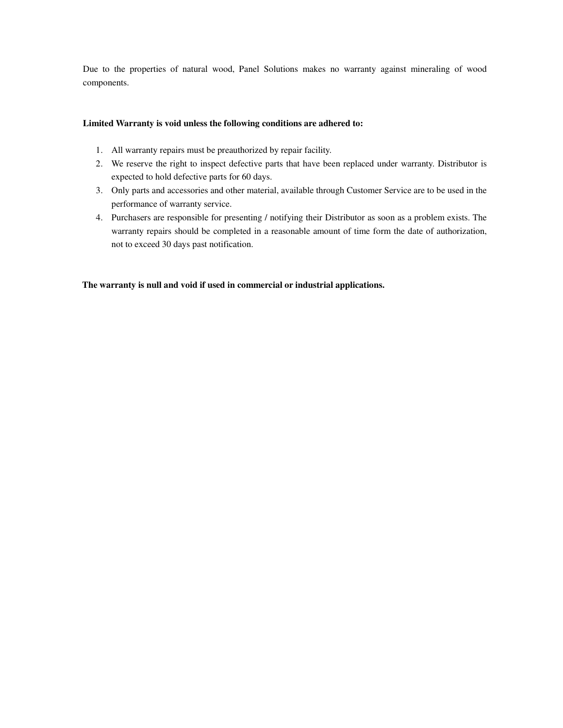Due to the properties of natural wood, Panel Solutions makes no warranty against mineraling of wood components.

**Limited Warranty is void unless the following conditions are adhered to:**

1. All warranty repairs must be preauthorized by repair facility.
2. We reserve the right to inspect defective parts that have been replaced under warranty. Distributor is expected to hold defective parts for 60 days.
3. Only parts and accessories and other material, available through Customer Service are to be used in the performance of warranty service.
4. Purchasers are responsible for presenting / notifying their Distributor as soon as a problem exists. The warranty repairs should be completed in a reasonable amount of time form the date of authorization, not to exceed 30 days past notification.

**The warranty is null and void if used in commercial or industrial applications.**